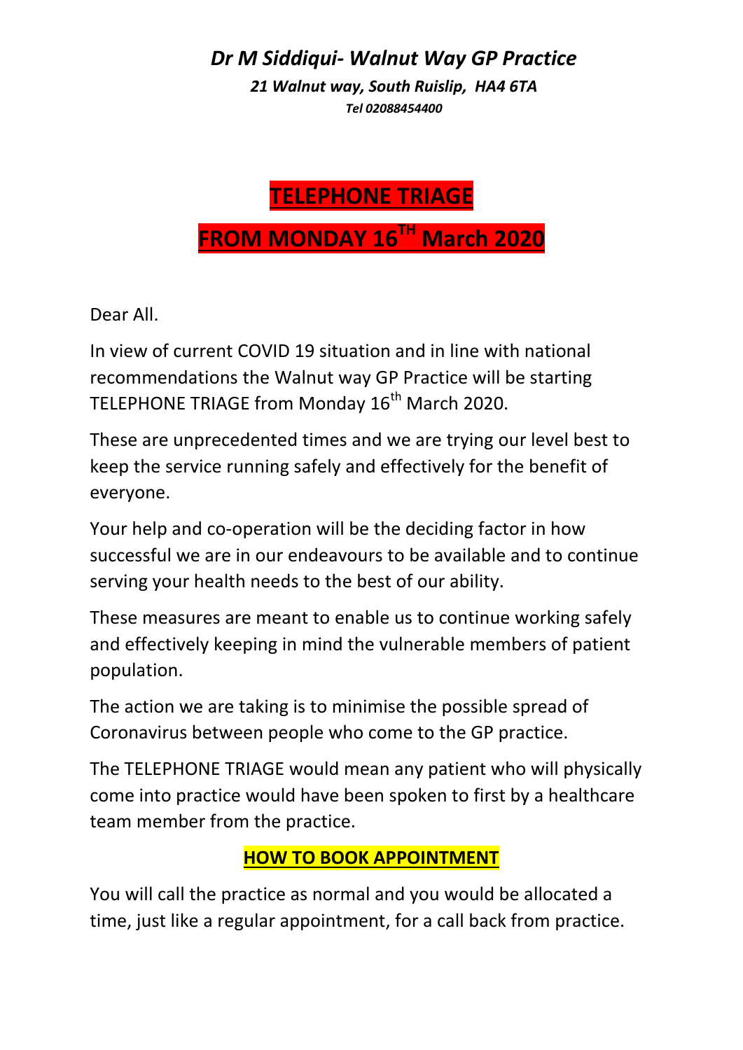# *Dr M Siddiqui- Walnut Way GP Practice*

***21 Walnut way, South Ruislip, HA4 6TA***

***Tel 02088454400***

## TELEPHONE TRIAGE

## FROM MONDAY 16TH March 2020

Dear All.

In view of current COVID 19 situation and in line with national recommendations the Walnut way GP Practice will be starting TELEPHONE TRIAGE from Monday 16th March 2020.

These are unprecedented times and we are trying our level best to keep the service running safely and effectively for the benefit of everyone.

Your help and co-operation will be the deciding factor in how successful we are in our endeavours to be available and to continue serving your health needs to the best of our ability.

These measures are meant to enable us to continue working safely and effectively keeping in mind the vulnerable members of patient population.

The action we are taking is to minimise the possible spread of Coronavirus between people who come to the GP practice.

The TELEPHONE TRIAGE would mean any patient who will physically come into practice would have been spoken to first by a healthcare team member from the practice.

### HOW TO BOOK APPOINTMENT

You will call the practice as normal and you would be allocated a time, just like a regular appointment, for a call back from practice.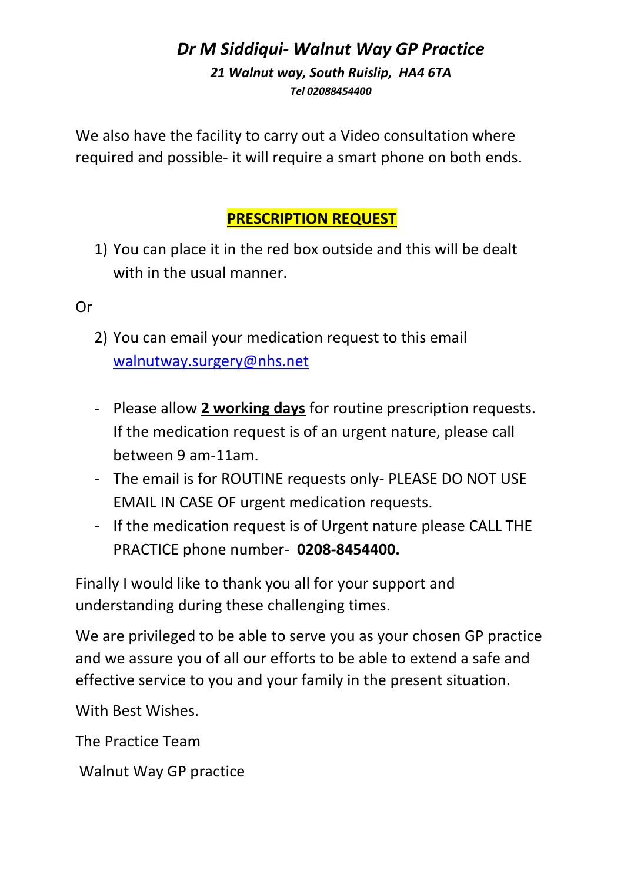***Dr M Siddiqui- Walnut Way GP Practice***

***21 Walnut way, South Ruislip, HA4 6TA***

***Tel 02088454400***

We also have the facility to carry out a Video consultation where required and possible- it will require a smart phone on both ends.

**PRESCRIPTION REQUEST**

1) You can place it in the red box outside and this will be dealt with in the usual manner.

Or

2) You can email your medication request to this email walnutway.surgery@nhs.net

- Please allow **2 working days** for routine prescription requests. If the medication request is of an urgent nature, please call between 9 am-11am.
- The email is for ROUTINE requests only- PLEASE DO NOT USE EMAIL IN CASE OF urgent medication requests.
- If the medication request is of Urgent nature please CALL THE PRACTICE phone number- **0208-8454400.**

Finally I would like to thank you all for your support and understanding during these challenging times.

We are privileged to be able to serve you as your chosen GP practice and we assure you of all our efforts to be able to extend a safe and effective service to you and your family in the present situation.

With Best Wishes.

The Practice Team

Walnut Way GP practice